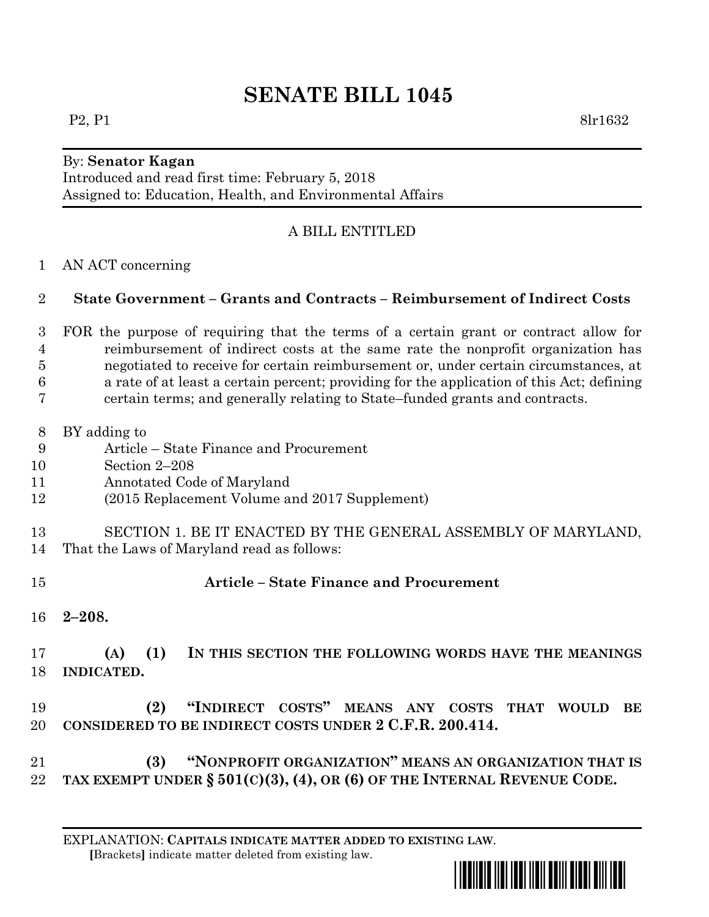# SENATE BILL 1045

P2, P1 8lr1632

By: **Senator Kagan**
Introduced and read first time: February 5, 2018
Assigned to: Education, Health, and Environmental Affairs

A BILL ENTITLED

AN ACT concerning

**State Government – Grants and Contracts – Reimbursement of Indirect Costs**

FOR the purpose of requiring that the terms of a certain grant or contract allow for reimbursement of indirect costs at the same rate the nonprofit organization has negotiated to receive for certain reimbursement or, under certain circumstances, at a rate of at least a certain percent; providing for the application of this Act; defining certain terms; and generally relating to State–funded grants and contracts.

BY adding to
Article – State Finance and Procurement
Section 2–208
Annotated Code of Maryland
(2015 Replacement Volume and 2017 Supplement)

SECTION 1. BE IT ENACTED BY THE GENERAL ASSEMBLY OF MARYLAND, That the Laws of Maryland read as follows:

**Article – State Finance and Procurement**

**2–208.**

**(A) (1) IN THIS SECTION THE FOLLOWING WORDS HAVE THE MEANINGS INDICATED.**

**(2) "INDIRECT COSTS" MEANS ANY COSTS THAT WOULD BE CONSIDERED TO BE INDIRECT COSTS UNDER 2 C.F.R. 200.414.**

**(3) "NONPROFIT ORGANIZATION" MEANS AN ORGANIZATION THAT IS TAX EXEMPT UNDER § 501(C)(3), (4), OR (6) OF THE INTERNAL REVENUE CODE.**

EXPLANATION: **CAPITALS INDICATE MATTER ADDED TO EXISTING LAW.**
**[**Brackets**]** indicate matter deleted from existing law.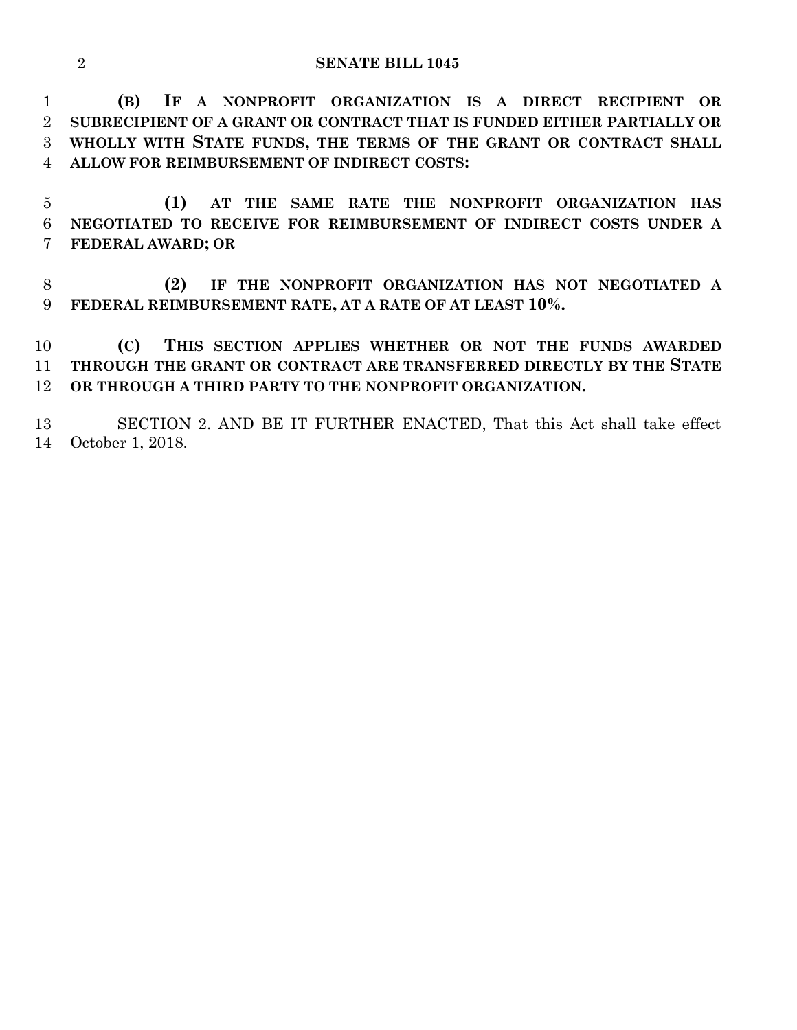**(B) IF A NONPROFIT ORGANIZATION IS A DIRECT RECIPIENT OR SUBRECIPIENT OF A GRANT OR CONTRACT THAT IS FUNDED EITHER PARTIALLY OR WHOLLY WITH STATE FUNDS, THE TERMS OF THE GRANT OR CONTRACT SHALL ALLOW FOR REIMBURSEMENT OF INDIRECT COSTS:**

**(1) AT THE SAME RATE THE NONPROFIT ORGANIZATION HAS NEGOTIATED TO RECEIVE FOR REIMBURSEMENT OF INDIRECT COSTS UNDER A FEDERAL AWARD; OR**

**(2) IF THE NONPROFIT ORGANIZATION HAS NOT NEGOTIATED A FEDERAL REIMBURSEMENT RATE, AT A RATE OF AT LEAST 10%.**

**(C) THIS SECTION APPLIES WHETHER OR NOT THE FUNDS AWARDED THROUGH THE GRANT OR CONTRACT ARE TRANSFERRED DIRECTLY BY THE STATE OR THROUGH A THIRD PARTY TO THE NONPROFIT ORGANIZATION.**

SECTION 2. AND BE IT FURTHER ENACTED, That this Act shall take effect October 1, 2018.